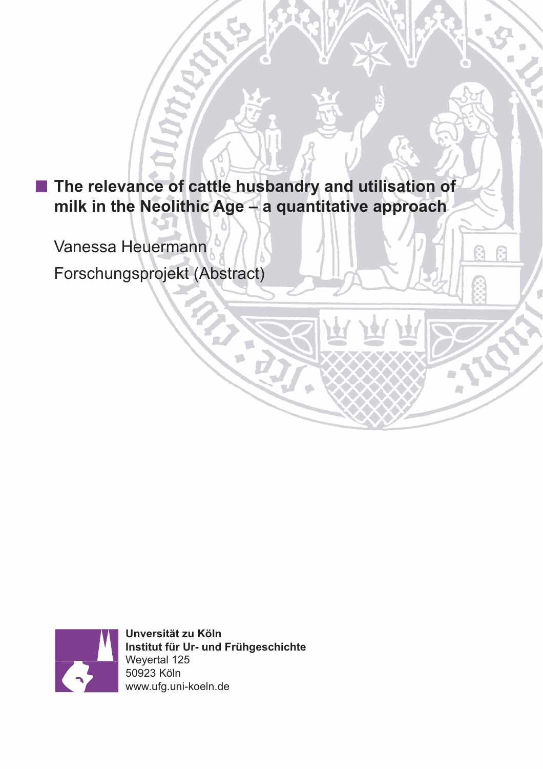# The relevance of cattle husbandry and utilisation of milk in the Neolithic Age – a quantitative approach

Vanessa Heuermann

Forschungsprojekt (Abstract)

**Universität zu Köln**
**Institut für Ur- und Frühgeschichte**
Weyertal 125
50923 Köln
www.ufg.uni-koeln.de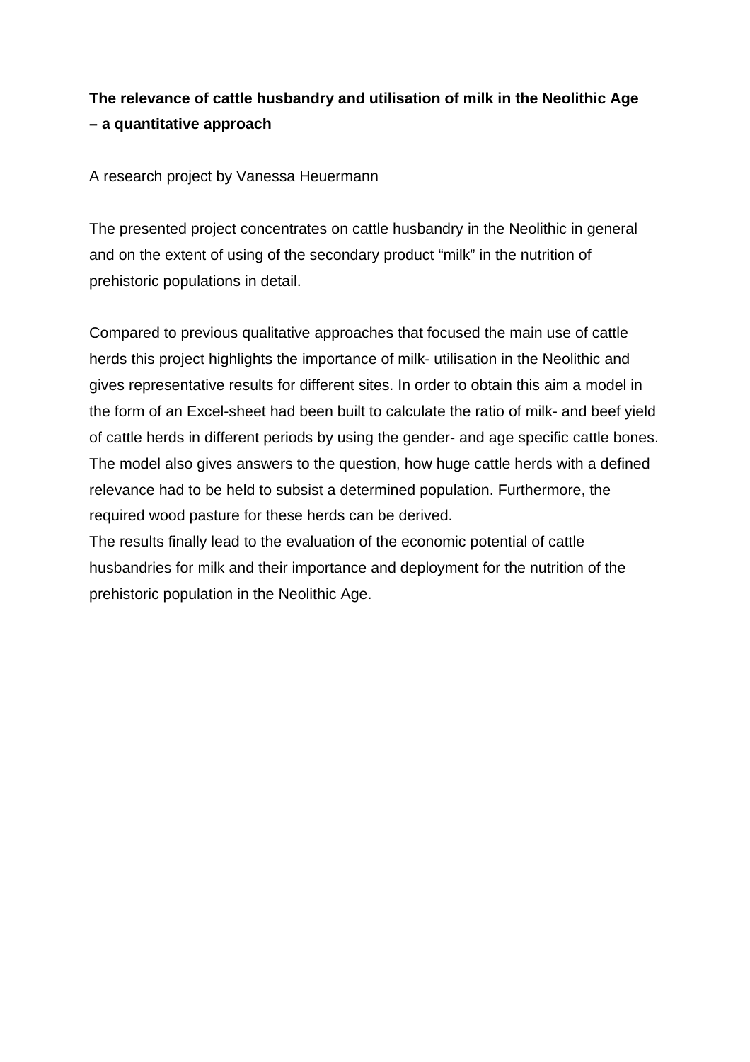**The relevance of cattle husbandry and utilisation of milk in the Neolithic Age – a quantitative approach**

A research project by Vanessa Heuermann

The presented project concentrates on cattle husbandry in the Neolithic in general and on the extent of using of the secondary product "milk" in the nutrition of prehistoric populations in detail.

Compared to previous qualitative approaches that focused the main use of cattle herds this project highlights the importance of milk- utilisation in the Neolithic and gives representative results for different sites. In order to obtain this aim a model in the form of an Excel-sheet had been built to calculate the ratio of milk- and beef yield of cattle herds in different periods by using the gender- and age specific cattle bones. The model also gives answers to the question, how huge cattle herds with a defined relevance had to be held to subsist a determined population. Furthermore, the required wood pasture for these herds can be derived.
The results finally lead to the evaluation of the economic potential of cattle husbandries for milk and their importance and deployment for the nutrition of the prehistoric population in the Neolithic Age.